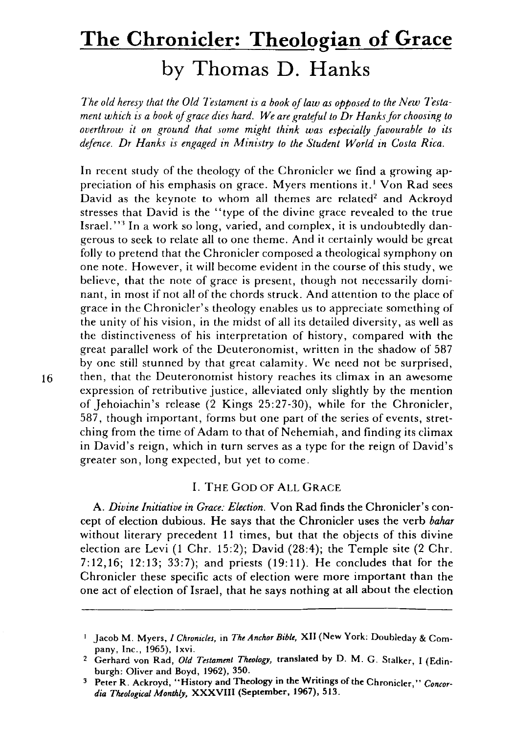# The Chronicler: Theologian of Grace

## by Thomas D. Hanks

*The old heresy that the Old Testament is a book of law as opposed to the New Testament which is a book of grace dies hard. We are grateful to Dr Hanks for choosing to overthrow it on ground that some might think was especially favourable to its defence. Dr Hanks is engaged in Ministry to the Student World in Costa Rica.*

In recent study of the theology of the Chronicler we find a growing appreciation of his emphasis on grace. Myers mentions it.[1] Von Rad sees David as the keynote to whom all themes are related[2] and Ackroyd stresses that David is the "type of the divine grace revealed to the true Israel."[3] In a work so long, varied, and complex, it is undoubtedly dangerous to seek to relate all to one theme. And it certainly would be great folly to pretend that the Chronicler composed a theological symphony on one note. However, it will become evident in the course of this study, we believe, that the note of grace is present, though not necessarily dominant, in most if not all of the chords struck. And attention to the place of grace in the Chronicler's theology enables us to appreciate something of the unity of his vision, in the midst of all its detailed diversity, as well as the distinctiveness of his interpretation of history, compared with the great parallel work of the Deuteronomist, written in the shadow of 587 by one still stunned by that great calamity. We need not be surprised, then, that the Deuteronomist history reaches its climax in an awesome expression of retributive justice, alleviated only slightly by the mention of Jehoiachin's release (2 Kings 25:27-30), while for the Chronicler, 587, though important, forms but one part of the series of events, stretching from the time of Adam to that of Nehemiah, and finding its climax in David's reign, which in turn serves as a type for the reign of David's greater son, long expected, but yet to come.

### I. The God of All Grace

A. *Divine Initiative in Grace: Election.* Von Rad finds the Chronicler's concept of election dubious. He says that the Chronicler uses the verb *bahar* without literary precedent 11 times, but that the objects of this divine election are Levi (1 Chr. 15:2); David (28:4); the Temple site (2 Chr. 7:12,16; 12:13; 33:7); and priests (19:11). He concludes that for the Chronicler these specific acts of election were more important than the one act of election of Israel, that he says nothing at all about the election

---

[1] Jacob M. Myers, *I Chronicles*, in *The Anchor Bible*, XII (New York: Doubleday & Company, Inc., 1965), lxvi.

[2] Gerhard von Rad, *Old Testament Theology*, translated by D. M. G. Stalker, I (Edinburgh: Oliver and Boyd, 1962), 350.

[3] Peter R. Ackroyd, "History and Theology in the Writings of the Chronicler," *Concordia Theological Monthly*, XXXVIII (September, 1967), 513.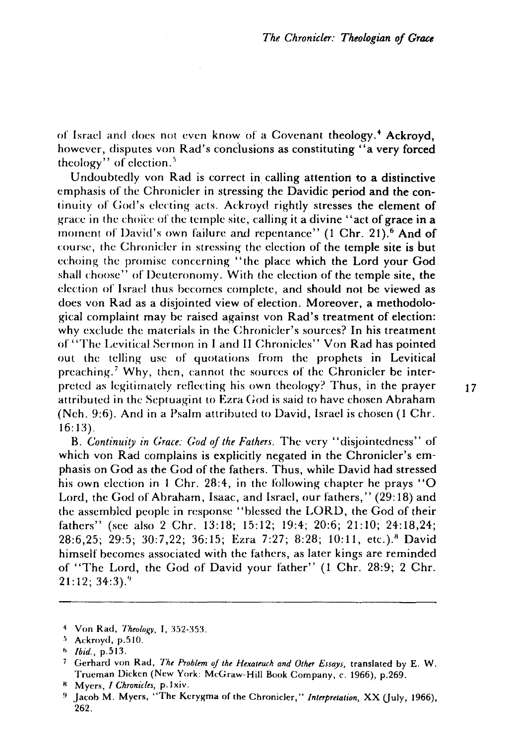of Israel and does not even know of a Covenant theology.[4] Ackroyd, however, disputes von Rad's conclusions as constituting "a very forced theology" of election.[5]

Undoubtedly von Rad is correct in calling attention to a distinctive emphasis of the Chronicler in stressing the Davidic period and the continuity of God's electing acts. Ackroyd rightly stresses the element of grace in the choice of the temple site, calling it a divine "act of grace in a moment of David's own failure and repentance" (1 Chr. 21).[6] And of course, the Chronicler in stressing the election of the temple site is but echoing the promise concerning "the place which the Lord your God shall choose" of Deuteronomy. With the election of the temple site, the election of Israel thus becomes complete, and should not be viewed as does von Rad as a disjointed view of election. Moreover, a methodological complaint may be raised against von Rad's treatment of election: why exclude the materials in the Chronicler's sources? In his treatment of "The Levitical Sermon in I and II Chronicles" Von Rad has pointed out the telling use of quotations from the prophets in Levitical preaching.[7] Why, then, cannot the sources of the Chronicler be interpreted as legitimately reflecting his own theology? Thus, in the prayer attributed in the Septuagint to Ezra God is said to have chosen Abraham (Neh. 9:6). And in a Psalm attributed to David, Israel is chosen (1 Chr. 16:13).

B. *Continuity in Grace: God of the Fathers.* The very "disjointedness" of which von Rad complains is explicitly negated in the Chronicler's emphasis on God as the God of the fathers. Thus, while David had stressed his own election in 1 Chr. 28:4, in the following chapter he prays "O Lord, the God of Abraham, Isaac, and Israel, our fathers," (29:18) and the assembled people in response "blessed the LORD, the God of their fathers" (see also 2 Chr. 13:18; 15:12; 19:4; 20:6; 21:10; 24:18,24; 28:6,25; 29:5; 30:7,22; 36:15; Ezra 7:27; 8:28; 10:11, etc.).[8] David himself becomes associated with the fathers, as later kings are reminded of "The Lord, the God of David your father" (1 Chr. 28:9; 2 Chr. 21:12; 34:3).[9]

---

[4] Von Rad, *Theology*, I, 352-353.

[5] Ackroyd, p.510.

[6] *Ibid.*, p.513.

[7] Gerhard von Rad, *The Problem of the Hexateuch and Other Essays*, translated by E. W. Trueman Dicken (New York: McGraw-Hill Book Company, c. 1966), p.269.

[8] Myers, *I Chronicles*, p.lxiv.

[9] Jacob M. Myers, "The Kerygma of the Chronicler," *Interpretation*, XX (July, 1966), 262.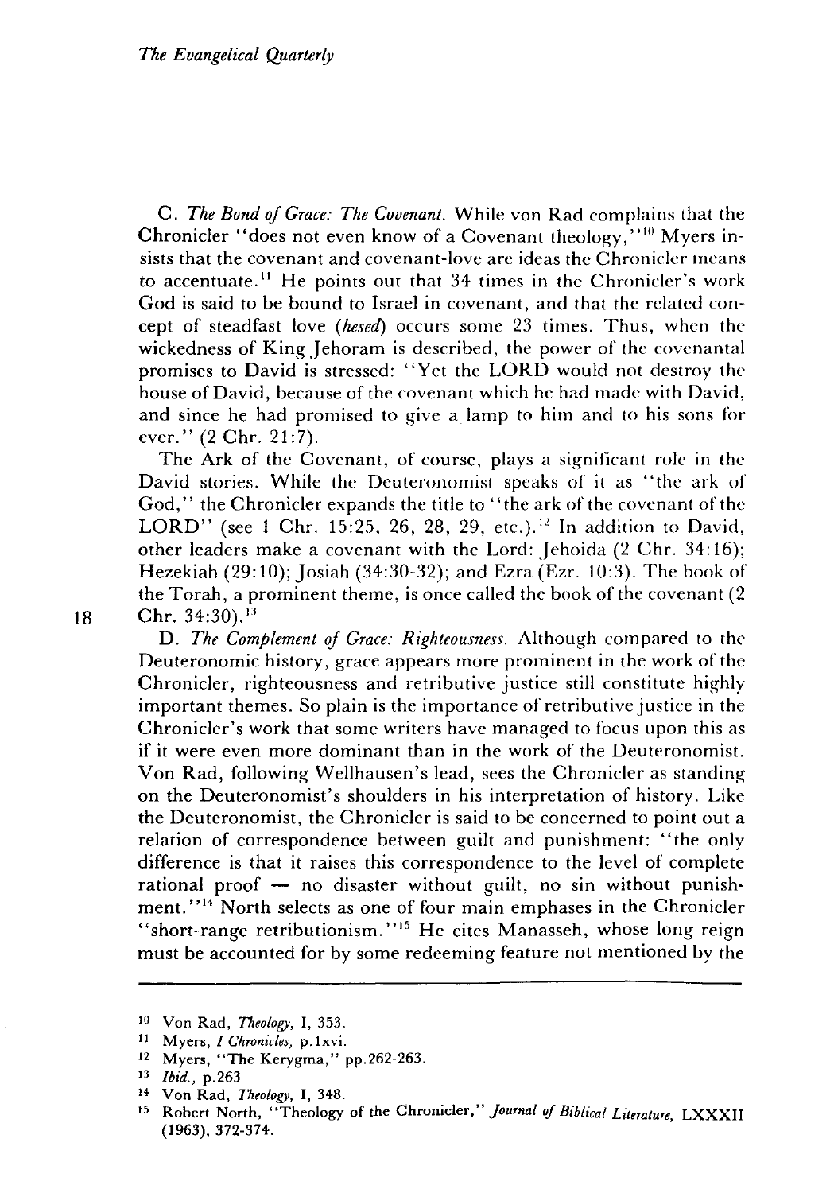C. *The Bond of Grace: The Covenant.* While von Rad complains that the Chronicler "does not even know of a Covenant theology,"[10] Myers insists that the covenant and covenant-love are ideas the Chronicler means to accentuate.[11] He points out that 34 times in the Chronicler's work God is said to be bound to Israel in covenant, and that the related concept of steadfast love (*hesed*) occurs some 23 times. Thus, when the wickedness of King Jehoram is described, the power of the covenantal promises to David is stressed: "Yet the LORD would not destroy the house of David, because of the covenant which he had made with David, and since he had promised to give a lamp to him and to his sons for ever." (2 Chr. 21:7).

The Ark of the Covenant, of course, plays a significant role in the David stories. While the Deuteronomist speaks of it as "the ark of God," the Chronicler expands the title to "the ark of the covenant of the LORD" (see 1 Chr. 15:25, 26, 28, 29, etc.).[12] In addition to David, other leaders make a covenant with the Lord: Jehoida (2 Chr. 34:16); Hezekiah (29:10); Josiah (34:30-32); and Ezra (Ezr. 10:3). The book of the Torah, a prominent theme, is once called the book of the covenant (2 Chr. 34:30).[13]

D. *The Complement of Grace: Righteousness.* Although compared to the Deuteronomic history, grace appears more prominent in the work of the Chronicler, righteousness and retributive justice still constitute highly important themes. So plain is the importance of retributive justice in the Chronicler's work that some writers have managed to focus upon this as if it were even more dominant than in the work of the Deuteronomist. Von Rad, following Wellhausen's lead, sees the Chronicler as standing on the Deuteronomist's shoulders in his interpretation of history. Like the Deuteronomist, the Chronicler is said to be concerned to point out a relation of correspondence between guilt and punishment: "the only difference is that it raises this correspondence to the level of complete rational proof — no disaster without guilt, no sin without punishment."[14] North selects as one of four main emphases in the Chronicler "short-range retributionism."[15] He cites Manasseh, whose long reign must be accounted for by some redeeming feature not mentioned by the

---

[10] Von Rad, *Theology,* I, 353.

[11] Myers, *I Chronicles,* p.lxvi.

[12] Myers, "The Kerygma," pp.262-263.

[13] *Ibid.,* p.263

[14] Von Rad, *Theology,* I, 348.

[15] Robert North, "Theology of the Chronicler," *Journal of Biblical Literature,* LXXXII (1963), 372-374.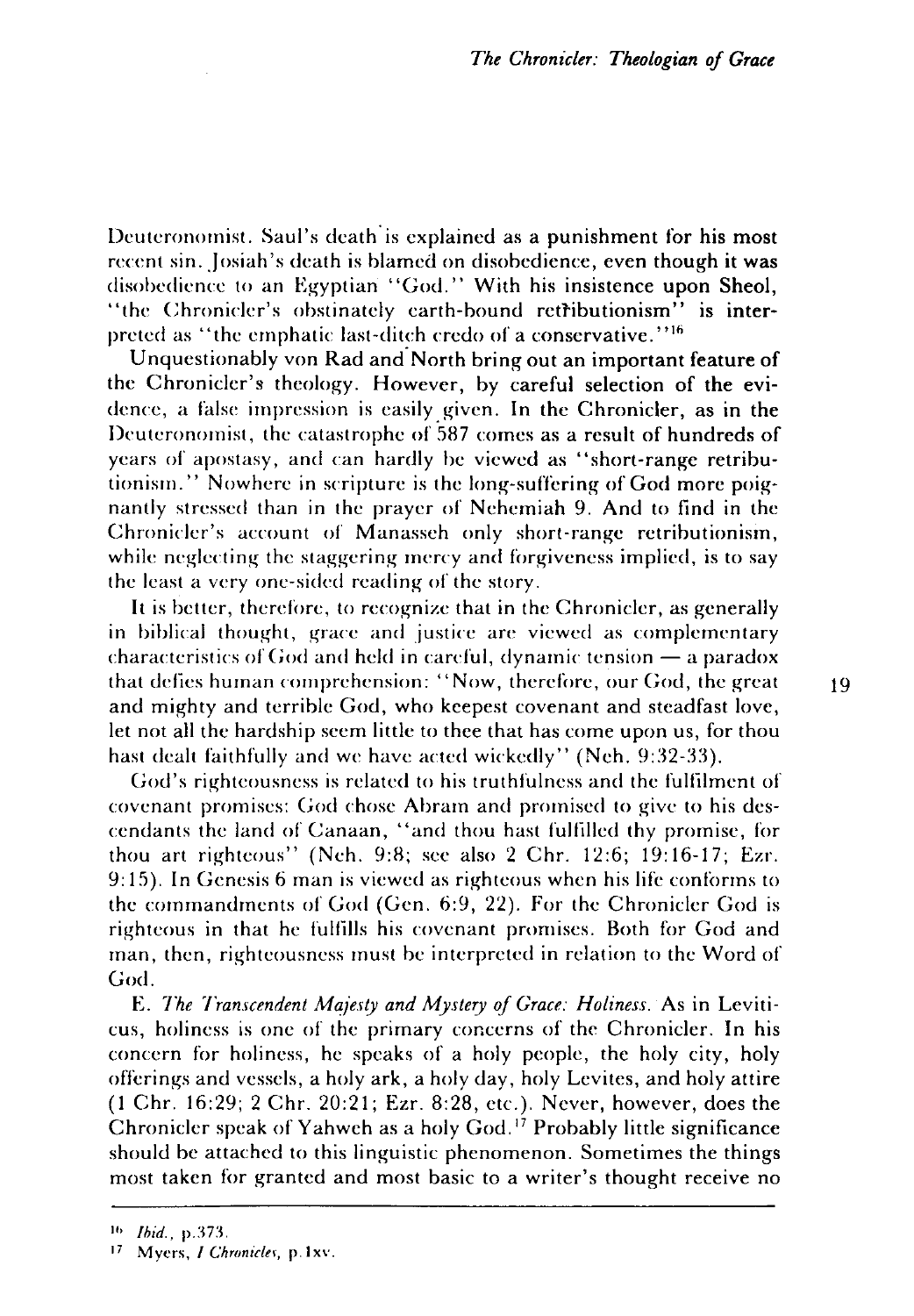Deuteronomist. Saul's death is explained as a punishment for his most recent sin. Josiah's death is blamed on disobedience, even though it was disobedience to an Egyptian "God." With his insistence upon Sheol, "the Chronicler's obstinately earth-bound retributionism" is interpreted as "the emphatic last-ditch credo of a conservative."[16]

Unquestionably von Rad and North bring out an important feature of the Chronicler's theology. However, by careful selection of the evidence, a false impression is easily given. In the Chronicler, as in the Deuteronomist, the catastrophe of 587 comes as a result of hundreds of years of apostasy, and can hardly be viewed as "short-range retributionism." Nowhere in scripture is the long-suffering of God more poignantly stressed than in the prayer of Nehemiah 9. And to find in the Chronicler's account of Manasseh only short-range retributionism, while neglecting the staggering mercy and forgiveness implied, is to say the least a very one-sided reading of the story.

It is better, therefore, to recognize that in the Chronicler, as generally in biblical thought, grace and justice are viewed as complementary characteristics of God and held in careful, dynamic tension — a paradox that defies human comprehension: "Now, therefore, our God, the great and mighty and terrible God, who keepest covenant and steadfast love, let not all the hardship seem little to thee that has come upon us, for thou hast dealt faithfully and we have acted wickedly" (Neh. 9:32-33).

God's righteousness is related to his truthfulness and the fulfilment of covenant promises: God chose Abram and promised to give to his descendants the land of Canaan, "and thou hast fulfilled thy promise, for thou art righteous" (Neh. 9:8; see also 2 Chr. 12:6; 19:16-17; Ezr. 9:15). In Genesis 6 man is viewed as righteous when his life conforms to the commandments of God (Gen. 6:9, 22). For the Chronicler God is righteous in that he fulfills his covenant promises. Both for God and man, then, righteousness must be interpreted in relation to the Word of God.

E. *The Transcendent Majesty and Mystery of Grace: Holiness.* As in Leviticus, holiness is one of the primary concerns of the Chronicler. In his concern for holiness, he speaks of a holy people, the holy city, holy offerings and vessels, a holy ark, a holy day, holy Levites, and holy attire (1 Chr. 16:29; 2 Chr. 20:21; Ezr. 8:28, etc.). Never, however, does the Chronicler speak of Yahweh as a holy God.[17] Probably little significance should be attached to this linguistic phenomenon. Sometimes the things most taken for granted and most basic to a writer's thought receive no

---

[16] *Ibid.*, p.373.

[17] Myers, *I Chronicles*, p.lxv.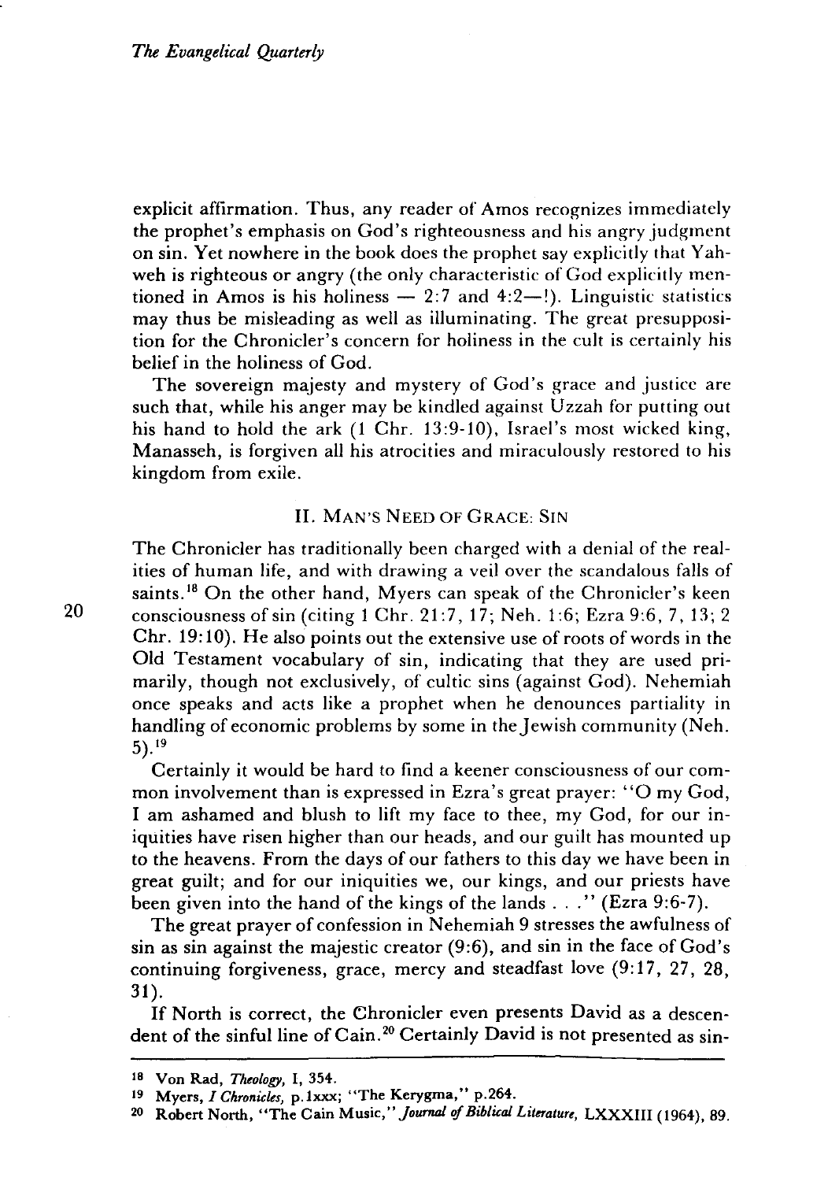explicit affirmation. Thus, any reader of Amos recognizes immediately the prophet's emphasis on God's righteousness and his angry judgment on sin. Yet nowhere in the book does the prophet say explicitly that Yahweh is righteous or angry (the only characteristic of God explicitly mentioned in Amos is his holiness — 2:7 and 4:2—!). Linguistic statistics may thus be misleading as well as illuminating. The great presupposition for the Chronicler's concern for holiness in the cult is certainly his belief in the holiness of God.

The sovereign majesty and mystery of God's grace and justice are such that, while his anger may be kindled against Uzzah for putting out his hand to hold the ark (1 Chr. 13:9-10), Israel's most wicked king, Manasseh, is forgiven all his atrocities and miraculously restored to his kingdom from exile.

## II. MAN'S NEED OF GRACE: SIN

The Chronicler has traditionally been charged with a denial of the realities of human life, and with drawing a veil over the scandalous falls of saints.[18] On the other hand, Myers can speak of the Chronicler's keen consciousness of sin (citing 1 Chr. 21:7, 17; Neh. 1:6; Ezra 9:6, 7, 13; 2 Chr. 19:10). He also points out the extensive use of roots of words in the Old Testament vocabulary of sin, indicating that they are used primarily, though not exclusively, of cultic sins (against God). Nehemiah once speaks and acts like a prophet when he denounces partiality in handling of economic problems by some in the Jewish community (Neh. 5).[19]

Certainly it would be hard to find a keener consciousness of our common involvement than is expressed in Ezra's great prayer: "O my God, I am ashamed and blush to lift my face to thee, my God, for our iniquities have risen higher than our heads, and our guilt has mounted up to the heavens. From the days of our fathers to this day we have been in great guilt; and for our iniquities we, our kings, and our priests have been given into the hand of the kings of the lands . . ." (Ezra 9:6-7).

The great prayer of confession in Nehemiah 9 stresses the awfulness of sin as sin against the majestic creator (9:6), and sin in the face of God's continuing forgiveness, grace, mercy and steadfast love (9:17, 27, 28, 31).

If North is correct, the Chronicler even presents David as a descendent of the sinful line of Cain.[20] Certainly David is not presented as sin-

---

[18] Von Rad, *Theology*, I, 354.

[19] Myers, *I Chronicles*, p.lxxx; "The Kerygma," p.264.

[20] Robert North, "The Cain Music," *Journal of Biblical Literature*, LXXXIII (1964), 89.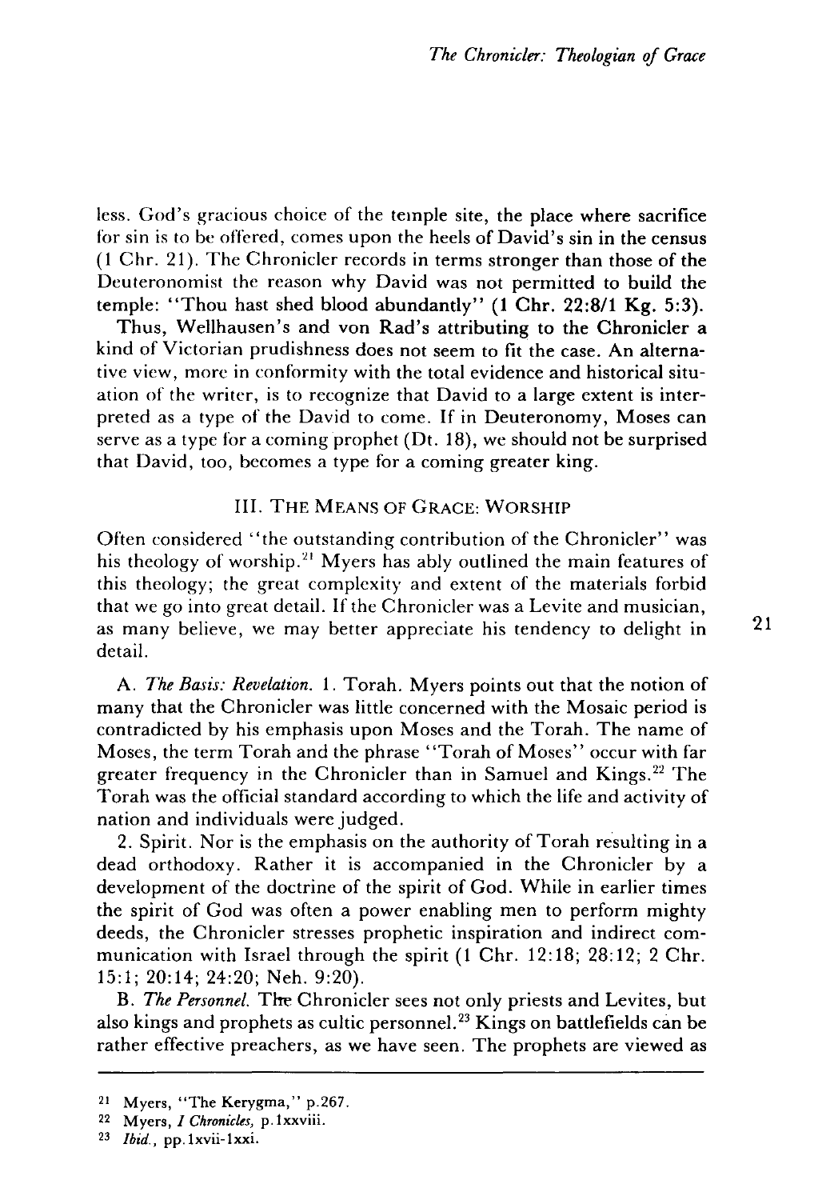less. God's gracious choice of the temple site, the place where sacrifice for sin is to be offered, comes upon the heels of David's sin in the census (1 Chr. 21). The Chronicler records in terms stronger than those of the Deuteronomist the reason why David was not permitted to build the temple: "Thou hast shed blood abundantly" (1 Chr. 22:8/1 Kg. 5:3).

Thus, Wellhausen's and von Rad's attributing to the Chronicler a kind of Victorian prudishness does not seem to fit the case. An alternative view, more in conformity with the total evidence and historical situation of the writer, is to recognize that David to a large extent is interpreted as a type of the David to come. If in Deuteronomy, Moses can serve as a type for a coming prophet (Dt. 18), we should not be surprised that David, too, becomes a type for a coming greater king.

## III. THE MEANS OF GRACE: WORSHIP

Often considered "the outstanding contribution of the Chronicler" was his theology of worship.[21] Myers has ably outlined the main features of this theology; the great complexity and extent of the materials forbid that we go into great detail. If the Chronicler was a Levite and musician, as many believe, we may better appreciate his tendency to delight in detail.

A. *The Basis: Revelation.* 1. Torah. Myers points out that the notion of many that the Chronicler was little concerned with the Mosaic period is contradicted by his emphasis upon Moses and the Torah. The name of Moses, the term Torah and the phrase "Torah of Moses" occur with far greater frequency in the Chronicler than in Samuel and Kings.[22] The Torah was the official standard according to which the life and activity of nation and individuals were judged.

2. Spirit. Nor is the emphasis on the authority of Torah resulting in a dead orthodoxy. Rather it is accompanied in the Chronicler by a development of the doctrine of the spirit of God. While in earlier times the spirit of God was often a power enabling men to perform mighty deeds, the Chronicler stresses prophetic inspiration and indirect communication with Israel through the spirit (1 Chr. 12:18; 28:12; 2 Chr. 15:1; 20:14; 24:20; Neh. 9:20).

B. *The Personnel.* The Chronicler sees not only priests and Levites, but also kings and prophets as cultic personnel.[23] Kings on battlefields can be rather effective preachers, as we have seen. The prophets are viewed as

---

[21] Myers, "The Kerygma," p.267.

[22] Myers, *I Chronicles*, p.lxxviii.

[23] *Ibid.*, pp.lxvii-lxxi.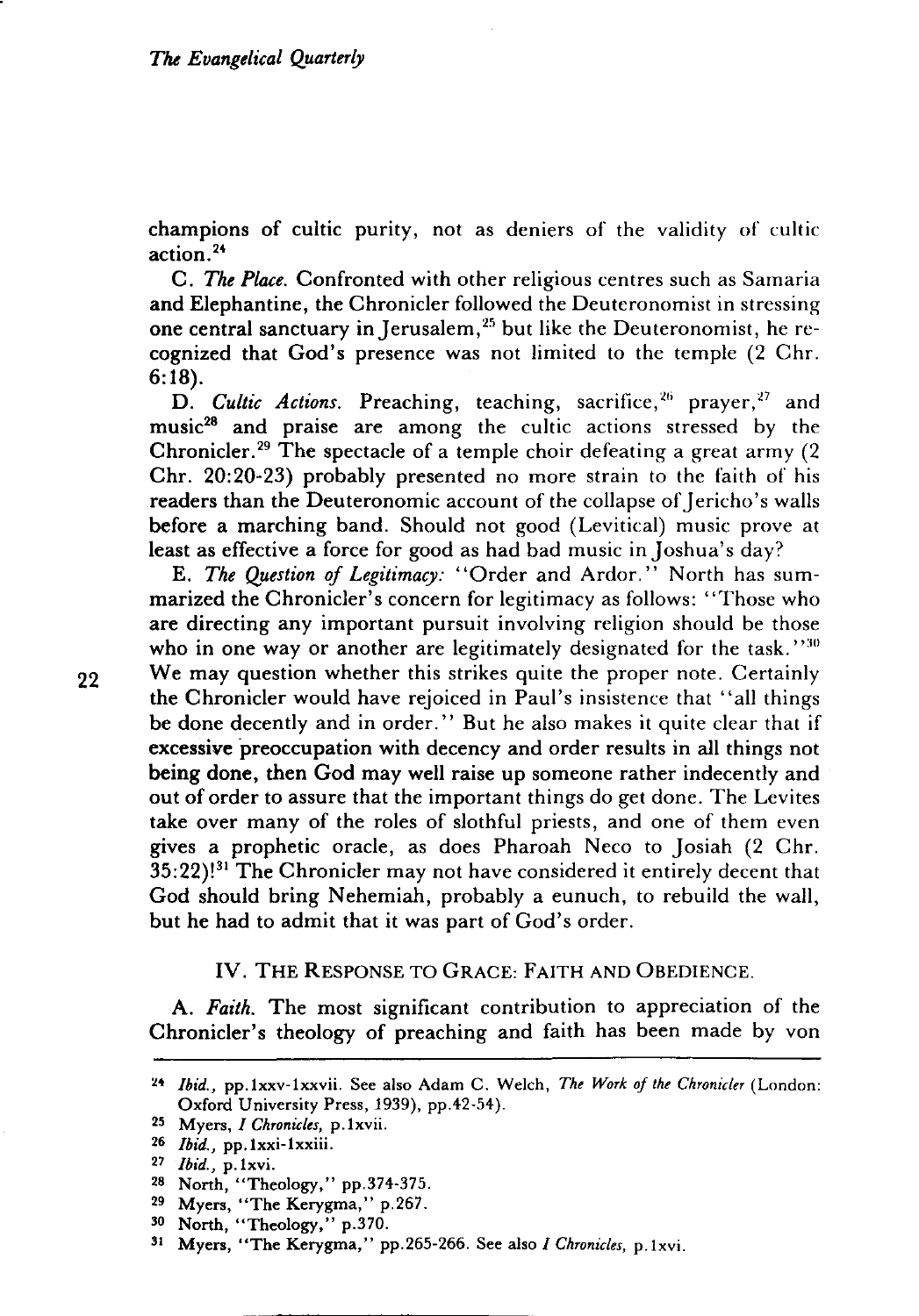champions of cultic purity, not as deniers of the validity of cultic action.[24]

C. *The Place.* Confronted with other religious centres such as Samaria and Elephantine, the Chronicler followed the Deuteronomist in stressing one central sanctuary in Jerusalem,[25] but like the Deuteronomist, he recognized that God's presence was not limited to the temple (2 Chr. 6:18).

D. *Cultic Actions.* Preaching, teaching, sacrifice,[26] prayer,[27] and music[28] and praise are among the cultic actions stressed by the Chronicler.[29] The spectacle of a temple choir defeating a great army (2 Chr. 20:20-23) probably presented no more strain to the faith of his readers than the Deuteronomic account of the collapse of Jericho's walls before a marching band. Should not good (Levitical) music prove at least as effective a force for good as had bad music in Joshua's day?

E. *The Question of Legitimacy:* "Order and Ardor." North has summarized the Chronicler's concern for legitimacy as follows: "Those who are directing any important pursuit involving religion should be those who in one way or another are legitimately designated for the task."[30] We may question whether this strikes quite the proper note. Certainly the Chronicler would have rejoiced in Paul's insistence that "all things be done decently and in order." But he also makes it quite clear that if excessive preoccupation with decency and order results in all things not being done, then God may well raise up someone rather indecently and out of order to assure that the important things do get done. The Levites take over many of the roles of slothful priests, and one of them even gives a prophetic oracle, as does Pharoah Neco to Josiah (2 Chr. 35:22)![31] The Chronicler may not have considered it entirely decent that God should bring Nehemiah, probably a eunuch, to rebuild the wall, but he had to admit that it was part of God's order.

## IV. THE RESPONSE TO GRACE: FAITH AND OBEDIENCE.

A. *Faith.* The most significant contribution to appreciation of the Chronicler's theology of preaching and faith has been made by von

---

[24] *Ibid.*, pp.lxxv-lxxvii. See also Adam C. Welch, *The Work of the Chronicler* (London: Oxford University Press, 1939), pp.42-54).

[25] Myers, *I Chronicles*, p.lxvii.

[26] *Ibid.*, pp.lxxi-lxxiii.

[27] *Ibid.*, p.lxvi.

[28] North, "Theology," pp.374-375.

[29] Myers, "The Kerygma," p.267.

[30] North, "Theology," p.370.

[31] Myers, "The Kerygma," pp.265-266. See also *I Chronicles*, p.lxvi.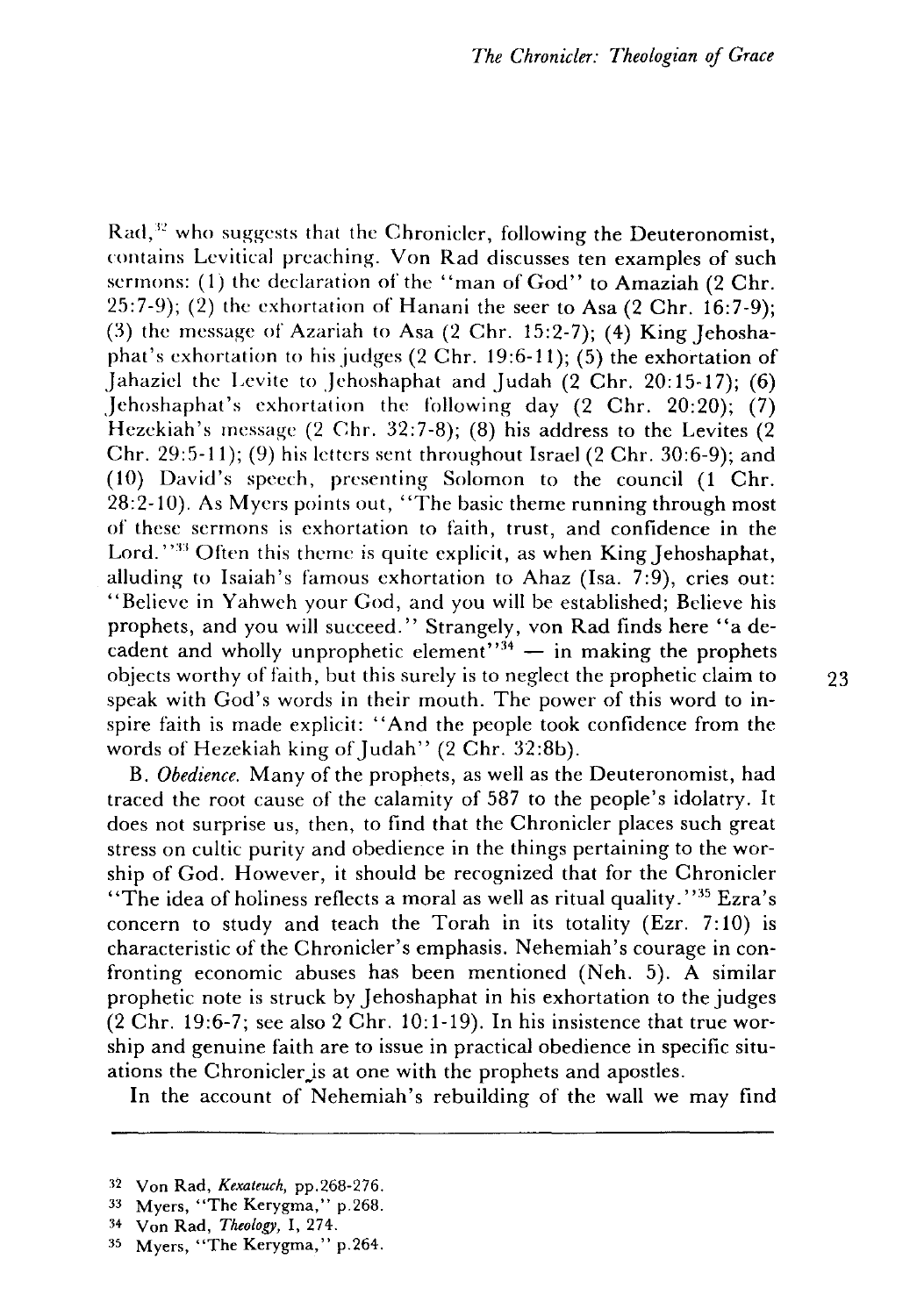Rad,[32] who suggests that the Chronicler, following the Deuteronomist, contains Levitical preaching. Von Rad discusses ten examples of such sermons: (1) the declaration of the "man of God" to Amaziah (2 Chr. 25:7-9); (2) the exhortation of Hanani the seer to Asa (2 Chr. 16:7-9); (3) the message of Azariah to Asa (2 Chr. 15:2-7); (4) King Jehoshaphat's exhortation to his judges (2 Chr. 19:6-11); (5) the exhortation of Jahaziel the Levite to Jehoshaphat and Judah (2 Chr. 20:15-17); (6) Jehoshaphat's exhortation the following day (2 Chr. 20:20); (7) Hezekiah's message (2 Chr. 32:7-8); (8) his address to the Levites (2 Chr. 29:5-11); (9) his letters sent throughout Israel (2 Chr. 30:6-9); and (10) David's speech, presenting Solomon to the council (1 Chr. 28:2-10). As Myers points out, "The basic theme running through most of these sermons is exhortation to faith, trust, and confidence in the Lord."[33] Often this theme is quite explicit, as when King Jehoshaphat, alluding to Isaiah's famous exhortation to Ahaz (Isa. 7:9), cries out: "Believe in Yahweh your God, and you will be established; Believe his prophets, and you will succeed." Strangely, von Rad finds here "a decadent and wholly unprophetic element"[34] — in making the prophets objects worthy of faith, but this surely is to neglect the prophetic claim to speak with God's words in their mouth. The power of this word to inspire faith is made explicit: "And the people took confidence from the words of Hezekiah king of Judah" (2 Chr. 32:8b).

B. *Obedience.* Many of the prophets, as well as the Deuteronomist, had traced the root cause of the calamity of 587 to the people's idolatry. It does not surprise us, then, to find that the Chronicler places such great stress on cultic purity and obedience in the things pertaining to the worship of God. However, it should be recognized that for the Chronicler "The idea of holiness reflects a moral as well as ritual quality."[35] Ezra's concern to study and teach the Torah in its totality (Ezr. 7:10) is characteristic of the Chronicler's emphasis. Nehemiah's courage in confronting economic abuses has been mentioned (Neh. 5). A similar prophetic note is struck by Jehoshaphat in his exhortation to the judges (2 Chr. 19:6-7; see also 2 Chr. 10:1-19). In his insistence that true worship and genuine faith are to issue in practical obedience in specific situations the Chronicler is at one with the prophets and apostles.

In the account of Nehemiah's rebuilding of the wall we may find

---

32 Von Rad, *Kexateuch,* pp.268-276.

33 Myers, "The Kerygma," p.268.

34 Von Rad, *Theology,* I, 274.

35 Myers, "The Kerygma," p.264.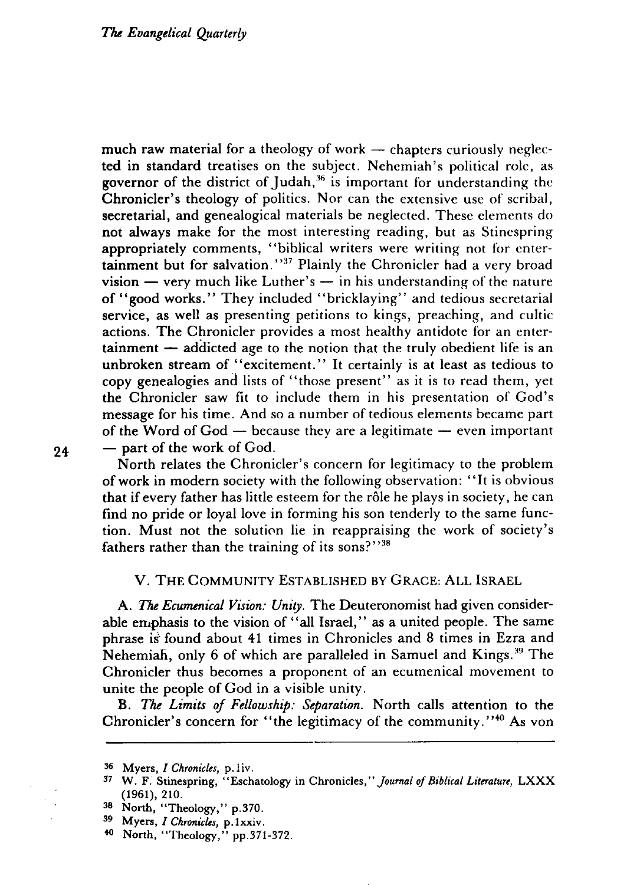much raw material for a theology of work — chapters curiously neglected in standard treatises on the subject. Nehemiah's political role, as governor of the district of Judah,[36] is important for understanding the Chronicler's theology of politics. Nor can the extensive use of scribal, secretarial, and genealogical materials be neglected. These elements do not always make for the most interesting reading, but as Stinespring appropriately comments, "biblical writers were writing not for entertainment but for salvation."[37] Plainly the Chronicler had a very broad vision — very much like Luther's — in his understanding of the nature of "good works." They included "bricklaying" and tedious secretarial service, as well as presenting petitions to kings, preaching, and cultic actions. The Chronicler provides a most healthy antidote for an entertainment — addicted age to the notion that the truly obedient life is an unbroken stream of "excitement." It certainly is at least as tedious to copy genealogies and lists of "those present" as it is to read them, yet the Chronicler saw fit to include them in his presentation of God's message for his time. And so a number of tedious elements became part of the Word of God — because they are a legitimate — even important — part of the work of God.

North relates the Chronicler's concern for legitimacy to the problem of work in modern society with the following observation: "It is obvious that if every father has little esteem for the rôle he plays in society, he can find no pride or loyal love in forming his son tenderly to the same function. Must not the solution lie in reappraising the work of society's fathers rather than the training of its sons?"[38]

## V. THE COMMUNITY ESTABLISHED BY GRACE: ALL ISRAEL

A. *The Ecumenical Vision: Unity.* The Deuteronomist had given considerable emphasis to the vision of "all Israel," as a united people. The same phrase is found about 41 times in Chronicles and 8 times in Ezra and Nehemiah, only 6 of which are paralleled in Samuel and Kings.[39] The Chronicler thus becomes a proponent of an ecumenical movement to unite the people of God in a visible unity.

B. *The Limits of Fellowship: Separation.* North calls attention to the Chronicler's concern for "the legitimacy of the community."[40] As von

---

36 Myers, *I Chronicles*, p.liv.

37 W. F. Stinespring, "Eschatology in Chronicles," *Journal of Biblical Literature*, LXXX (1961), 210.

38 North, "Theology," p.370.

39 Myers, *I Chronicles*, p.lxxiv.

40 North, "Theology," pp.371-372.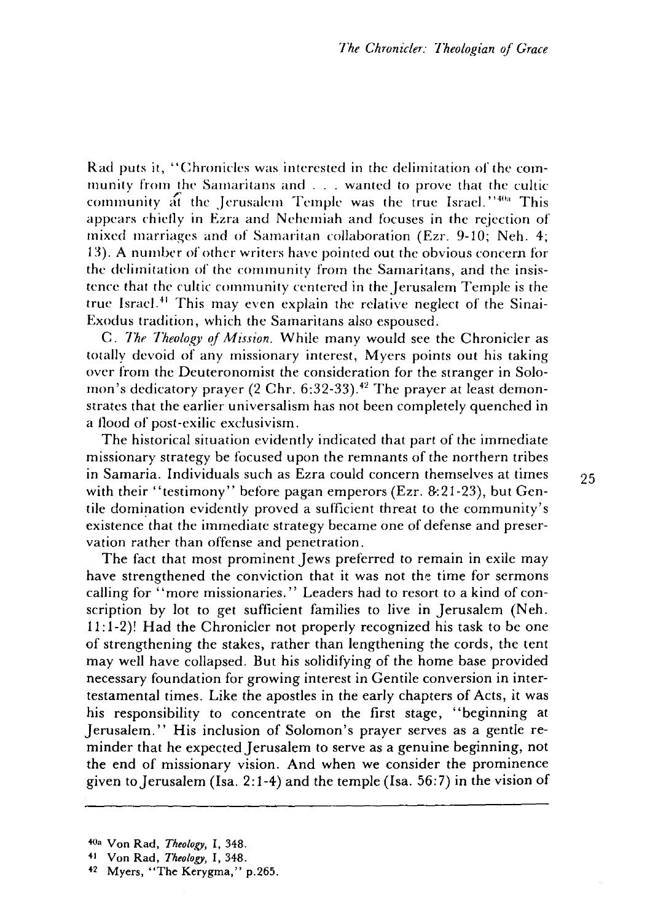Rad puts it, "Chronicles was interested in the delimitation of the community from the Samaritans and . . . wanted to prove that the cultic community at the Jerusalem Temple was the true Israel."[40a] This appears chiefly in Ezra and Nehemiah and focuses in the rejection of mixed marriages and of Samaritan collaboration (Ezr. 9-10; Neh. 4; 13). A number of other writers have pointed out the obvious concern for the delimitation of the community from the Samaritans, and the insistence that the cultic community centered in the Jerusalem Temple is the true Israel.[41] This may even explain the relative neglect of the Sinai-Exodus tradition, which the Samaritans also espoused.

C. *The Theology of Mission.* While many would see the Chronicler as totally devoid of any missionary interest, Myers points out his taking over from the Deuteronomist the consideration for the stranger in Solomon's dedicatory prayer (2 Chr. 6:32-33).[42] The prayer at least demonstrates that the earlier universalism has not been completely quenched in a flood of post-exilic exclusivism.

The historical situation evidently indicated that part of the immediate missionary strategy be focused upon the remnants of the northern tribes in Samaria. Individuals such as Ezra could concern themselves at times with their "testimony" before pagan emperors (Ezr. 8:21-23), but Gentile domination evidently proved a sufficient threat to the community's existence that the immediate strategy became one of defense and preservation rather than offense and penetration.

The fact that most prominent Jews preferred to remain in exile may have strengthened the conviction that it was not the time for sermons calling for "more missionaries." Leaders had to resort to a kind of conscription by lot to get sufficient families to live in Jerusalem (Neh. 11:1-2)! Had the Chronicler not properly recognized his task to be one of strengthening the stakes, rather than lengthening the cords, the tent may well have collapsed. But his solidifying of the home base provided necessary foundation for growing interest in Gentile conversion in intertestamental times. Like the apostles in the early chapters of Acts, it was his responsibility to concentrate on the first stage, "beginning at Jerusalem." His inclusion of Solomon's prayer serves as a gentle reminder that he expected Jerusalem to serve as a genuine beginning, not the end of missionary vision. And when we consider the prominence given to Jerusalem (Isa. 2:1-4) and the temple (Isa. 56:7) in the vision of

---

[40a] Von Rad, *Theology*, I, 348.

[41] Von Rad, *Theology*, I, 348.

[42] Myers, "The Kerygma," p.265.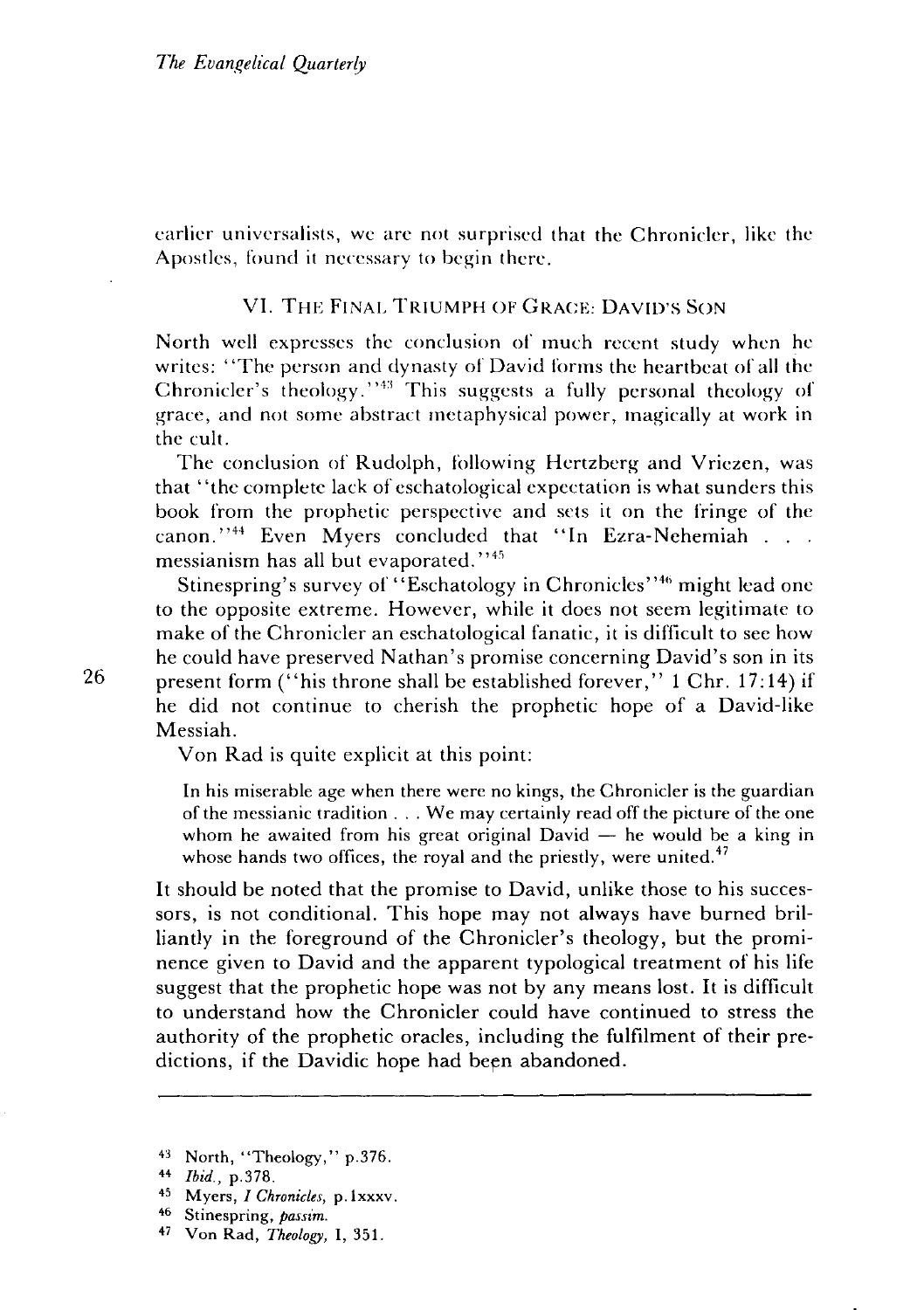earlier universalists, we are not surprised that the Chronicler, like the Apostles, found it necessary to begin there.

### VI. THE FINAL TRIUMPH OF GRACE: DAVID'S SON

North well expresses the conclusion of much recent study when he writes: "The person and dynasty of David forms the heartbeat of all the Chronicler's theology."[43] This suggests a fully personal theology of grace, and not some abstract metaphysical power, magically at work in the cult.

The conclusion of Rudolph, following Hertzberg and Vriezen, was that "the complete lack of eschatological expectation is what sunders this book from the prophetic perspective and sets it on the fringe of the canon."[44] Even Myers concluded that "In Ezra-Nehemiah . . . messianism has all but evaporated."[45]

Stinespring's survey of "Eschatology in Chronicles"[46] might lead one to the opposite extreme. However, while it does not seem legitimate to make of the Chronicler an eschatological fanatic, it is difficult to see how he could have preserved Nathan's promise concerning David's son in its present form ("his throne shall be established forever," 1 Chr. 17:14) if he did not continue to cherish the prophetic hope of a David-like Messiah.

Von Rad is quite explicit at this point:

> In his miserable age when there were no kings, the Chronicler is the guardian of the messianic tradition . . . We may certainly read off the picture of the one whom he awaited from his great original David — he would be a king in whose hands two offices, the royal and the priestly, were united.[47]

It should be noted that the promise to David, unlike those to his successors, is not conditional. This hope may not always have burned brilliantly in the foreground of the Chronicler's theology, but the prominence given to David and the apparent typological treatment of his life suggest that the prophetic hope was not by any means lost. It is difficult to understand how the Chronicler could have continued to stress the authority of the prophetic oracles, including the fulfilment of their predictions, if the Davidic hope had been abandoned.

---

[43] North, "Theology," p.376.

[44] *Ibid.*, p.378.

[45] Myers, *I Chronicles*, p.lxxxv.

[46] Stinespring, *passim.*

[47] Von Rad, *Theology*, I, 351.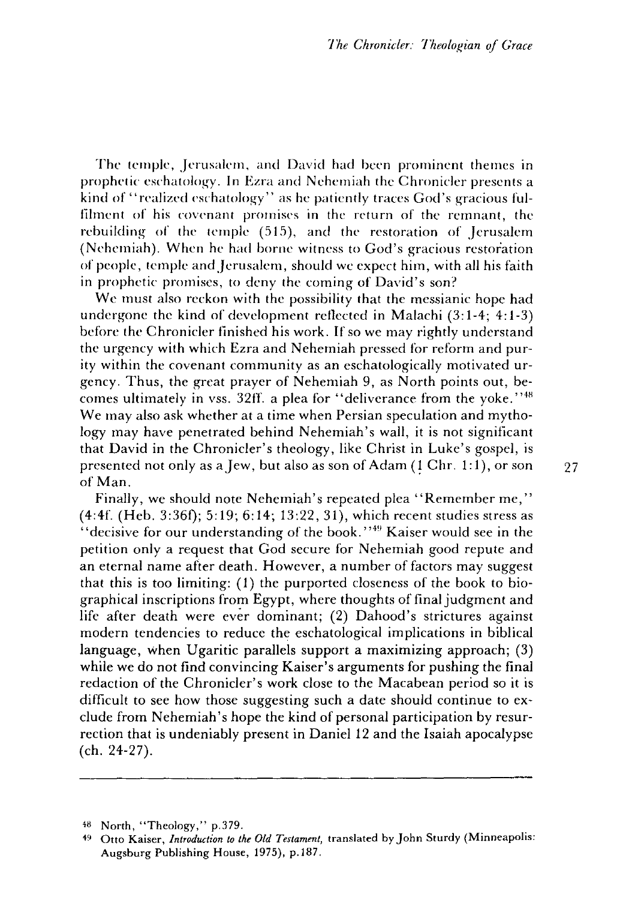The temple, Jerusalem, and David had been prominent themes in prophetic eschatology. In Ezra and Nehemiah the Chronicler presents a kind of "realized eschatology" as he patiently traces God's gracious fulfilment of his covenant promises in the return of the remnant, the rebuilding of the temple (515), and the restoration of Jerusalem (Nehemiah). When he had borne witness to God's gracious restoration of people, temple and Jerusalem, should we expect him, with all his faith in prophetic promises, to deny the coming of David's son?

We must also reckon with the possibility that the messianic hope had undergone the kind of development reflected in Malachi (3:1-4; 4:1-3) before the Chronicler finished his work. If so we may rightly understand the urgency with which Ezra and Nehemiah pressed for reform and purity within the covenant community as an eschatologically motivated urgency. Thus, the great prayer of Nehemiah 9, as North points out, becomes ultimately in vss. 32ff. a plea for "deliverance from the yoke."[48] We may also ask whether at a time when Persian speculation and mythology may have penetrated behind Nehemiah's wall, it is not significant that David in the Chronicler's theology, like Christ in Luke's gospel, is presented not only as a Jew, but also as son of Adam (1 Chr. 1:1), or son of Man.

Finally, we should note Nehemiah's repeated plea "Remember me," (4:4f. (Heb. 3:36f); 5:19; 6:14; 13:22, 31), which recent studies stress as "decisive for our understanding of the book."[49] Kaiser would see in the petition only a request that God secure for Nehemiah good repute and an eternal name after death. However, a number of factors may suggest that this is too limiting: (1) the purported closeness of the book to biographical inscriptions from Egypt, where thoughts of final judgment and life after death were ever dominant; (2) Dahood's strictures against modern tendencies to reduce the eschatological implications in biblical language, when Ugaritic parallels support a maximizing approach; (3) while we do not find convincing Kaiser's arguments for pushing the final redaction of the Chronicler's work close to the Macabean period so it is difficult to see how those suggesting such a date should continue to exclude from Nehemiah's hope the kind of personal participation by resurrection that is undeniably present in Daniel 12 and the Isaiah apocalypse (ch. 24-27).

---

[48] North, "Theology," p.379.

[49] Otto Kaiser, *Introduction to the Old Testament*, translated by John Sturdy (Minneapolis: Augsburg Publishing House, 1975), p.187.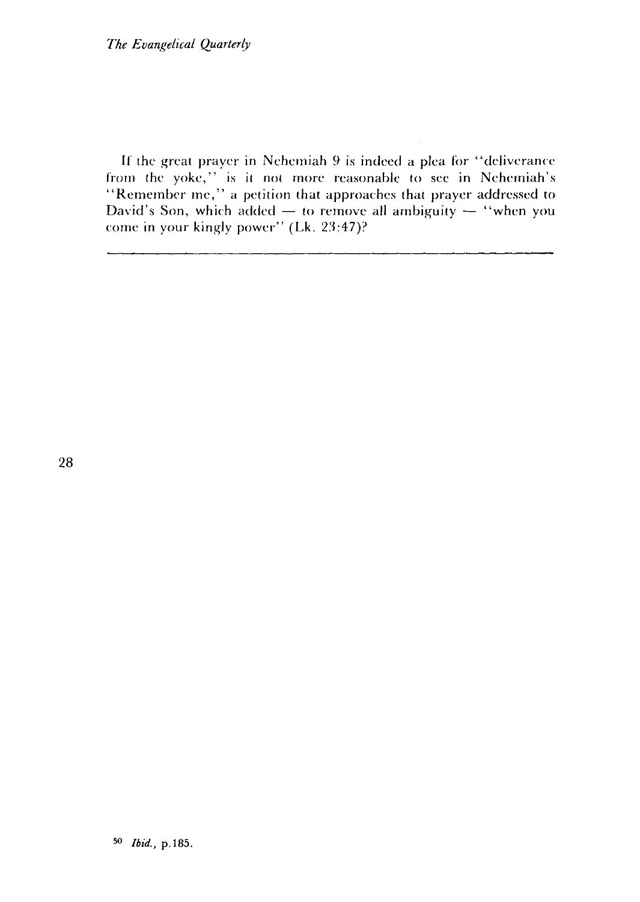If the great prayer in Nehemiah 9 is indeed a plea for "deliverance from the yoke," is it not more reasonable to see in Nehemiah's "Remember me," a petition that approaches that prayer addressed to David's Son, which added — to remove all ambiguity — "when you come in your kingly power" (Lk. 23:47)?

---

[50] *Ibid.*, p.185.